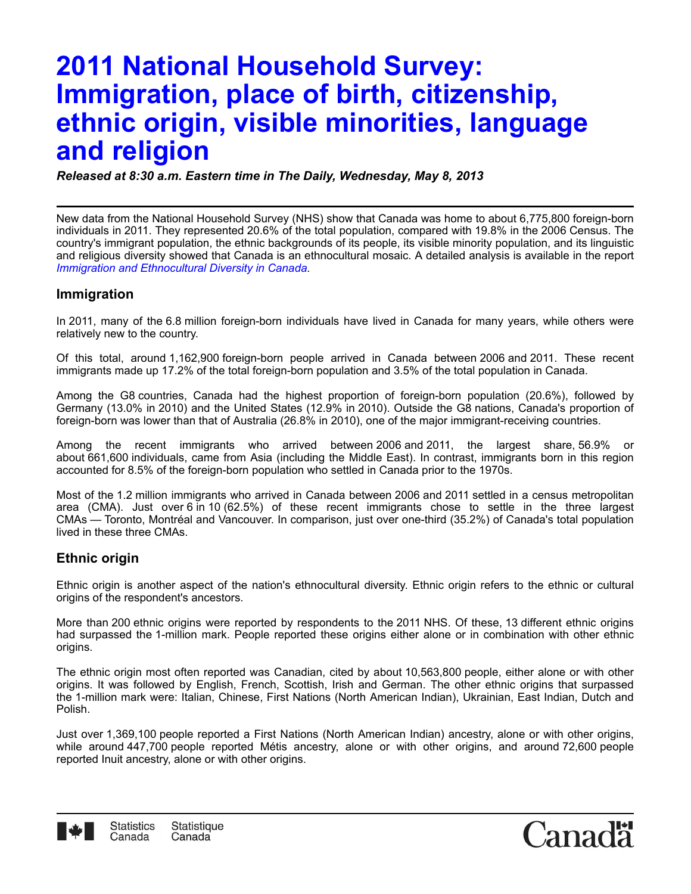# 2011 National Household Survey: Immigration, place of birth, citizenship, ethnic origin, visible minorities, language and religion

***Released at 8:30 a.m. Eastern time in The Daily, Wednesday, May 8, 2013***

New data from the National Household Survey (NHS) show that Canada was home to about 6,775,800 foreign-born individuals in 2011. They represented 20.6% of the total population, compared with 19.8% in the 2006 Census. The country's immigrant population, the ethnic backgrounds of its people, its visible minority population, and its linguistic and religious diversity showed that Canada is an ethnocultural mosaic. A detailed analysis is available in the report *Immigration and Ethnocultural Diversity in Canada*.

## Immigration

In 2011, many of the 6.8 million foreign-born individuals have lived in Canada for many years, while others were relatively new to the country.

Of this total, around 1,162,900 foreign-born people arrived in Canada between 2006 and 2011. These recent immigrants made up 17.2% of the total foreign-born population and 3.5% of the total population in Canada.

Among the G8 countries, Canada had the highest proportion of foreign-born population (20.6%), followed by Germany (13.0% in 2010) and the United States (12.9% in 2010). Outside the G8 nations, Canada's proportion of foreign-born was lower than that of Australia (26.8% in 2010), one of the major immigrant-receiving countries.

Among the recent immigrants who arrived between 2006 and 2011, the largest share, 56.9% or about 661,600 individuals, came from Asia (including the Middle East). In contrast, immigrants born in this region accounted for 8.5% of the foreign-born population who settled in Canada prior to the 1970s.

Most of the 1.2 million immigrants who arrived in Canada between 2006 and 2011 settled in a census metropolitan area (CMA). Just over 6 in 10 (62.5%) of these recent immigrants chose to settle in the three largest CMAs — Toronto, Montréal and Vancouver. In comparison, just over one-third (35.2%) of Canada's total population lived in these three CMAs.

## Ethnic origin

Ethnic origin is another aspect of the nation's ethnocultural diversity. Ethnic origin refers to the ethnic or cultural origins of the respondent's ancestors.

More than 200 ethnic origins were reported by respondents to the 2011 NHS. Of these, 13 different ethnic origins had surpassed the 1-million mark. People reported these origins either alone or in combination with other ethnic origins.

The ethnic origin most often reported was Canadian, cited by about 10,563,800 people, either alone or with other origins. It was followed by English, French, Scottish, Irish and German. The other ethnic origins that surpassed the 1-million mark were: Italian, Chinese, First Nations (North American Indian), Ukrainian, East Indian, Dutch and Polish.

Just over 1,369,100 people reported a First Nations (North American Indian) ancestry, alone or with other origins, while around 447,700 people reported Métis ancestry, alone or with other origins, and around 72,600 people reported Inuit ancestry, alone or with other origins.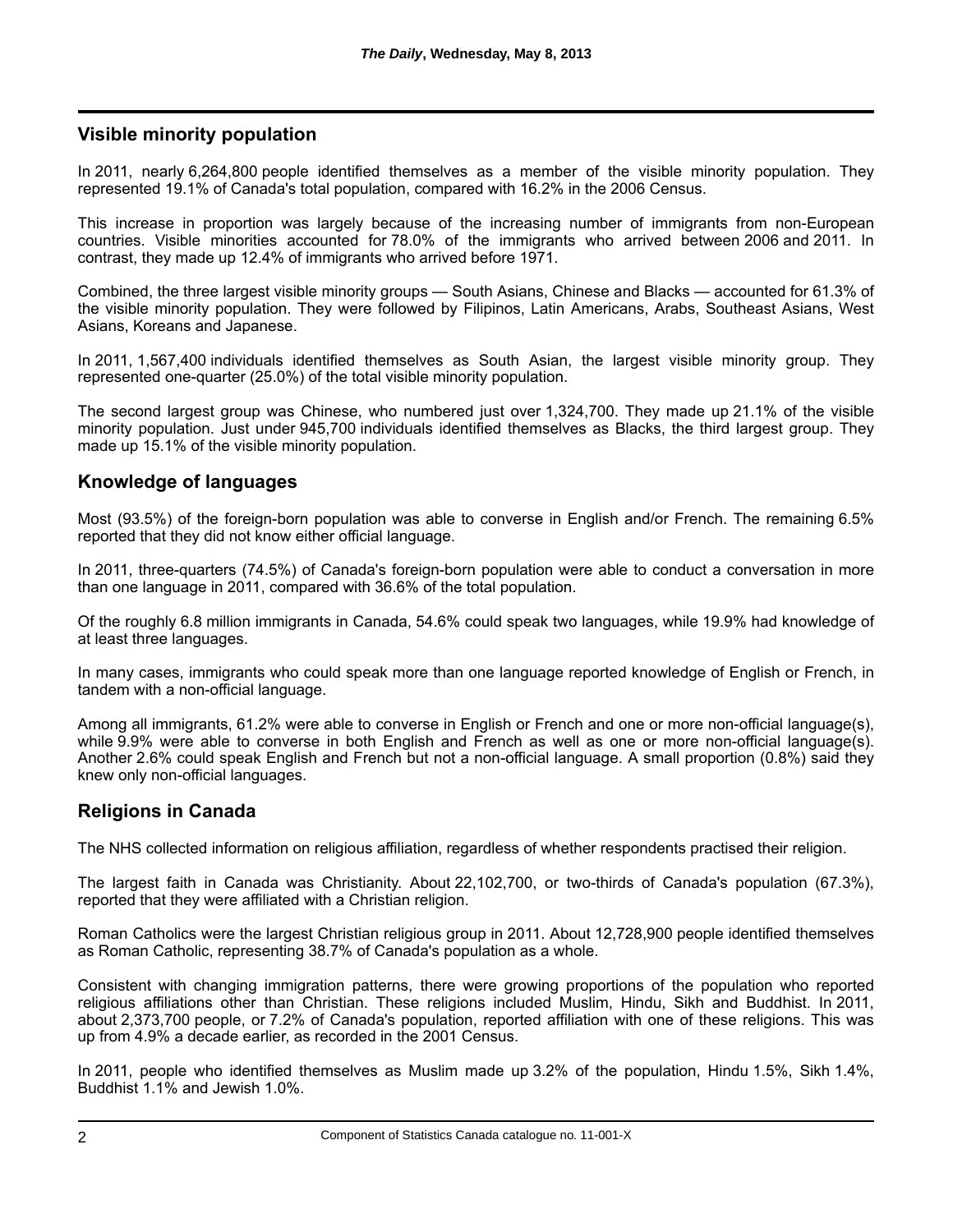## Visible minority population

In 2011, nearly 6,264,800 people identified themselves as a member of the visible minority population. They represented 19.1% of Canada's total population, compared with 16.2% in the 2006 Census.

This increase in proportion was largely because of the increasing number of immigrants from non-European countries. Visible minorities accounted for 78.0% of the immigrants who arrived between 2006 and 2011. In contrast, they made up 12.4% of immigrants who arrived before 1971.

Combined, the three largest visible minority groups — South Asians, Chinese and Blacks — accounted for 61.3% of the visible minority population. They were followed by Filipinos, Latin Americans, Arabs, Southeast Asians, West Asians, Koreans and Japanese.

In 2011, 1,567,400 individuals identified themselves as South Asian, the largest visible minority group. They represented one-quarter (25.0%) of the total visible minority population.

The second largest group was Chinese, who numbered just over 1,324,700. They made up 21.1% of the visible minority population. Just under 945,700 individuals identified themselves as Blacks, the third largest group. They made up 15.1% of the visible minority population.

## Knowledge of languages

Most (93.5%) of the foreign-born population was able to converse in English and/or French. The remaining 6.5% reported that they did not know either official language.

In 2011, three-quarters (74.5%) of Canada's foreign-born population were able to conduct a conversation in more than one language in 2011, compared with 36.6% of the total population.

Of the roughly 6.8 million immigrants in Canada, 54.6% could speak two languages, while 19.9% had knowledge of at least three languages.

In many cases, immigrants who could speak more than one language reported knowledge of English or French, in tandem with a non-official language.

Among all immigrants, 61.2% were able to converse in English or French and one or more non-official language(s), while 9.9% were able to converse in both English and French as well as one or more non-official language(s). Another 2.6% could speak English and French but not a non-official language. A small proportion (0.8%) said they knew only non-official languages.

## Religions in Canada

The NHS collected information on religious affiliation, regardless of whether respondents practised their religion.

The largest faith in Canada was Christianity. About 22,102,700, or two-thirds of Canada's population (67.3%), reported that they were affiliated with a Christian religion.

Roman Catholics were the largest Christian religious group in 2011. About 12,728,900 people identified themselves as Roman Catholic, representing 38.7% of Canada's population as a whole.

Consistent with changing immigration patterns, there were growing proportions of the population who reported religious affiliations other than Christian. These religions included Muslim, Hindu, Sikh and Buddhist. In 2011, about 2,373,700 people, or 7.2% of Canada's population, reported affiliation with one of these religions. This was up from 4.9% a decade earlier, as recorded in the 2001 Census.

In 2011, people who identified themselves as Muslim made up 3.2% of the population, Hindu 1.5%, Sikh 1.4%, Buddhist 1.1% and Jewish 1.0%.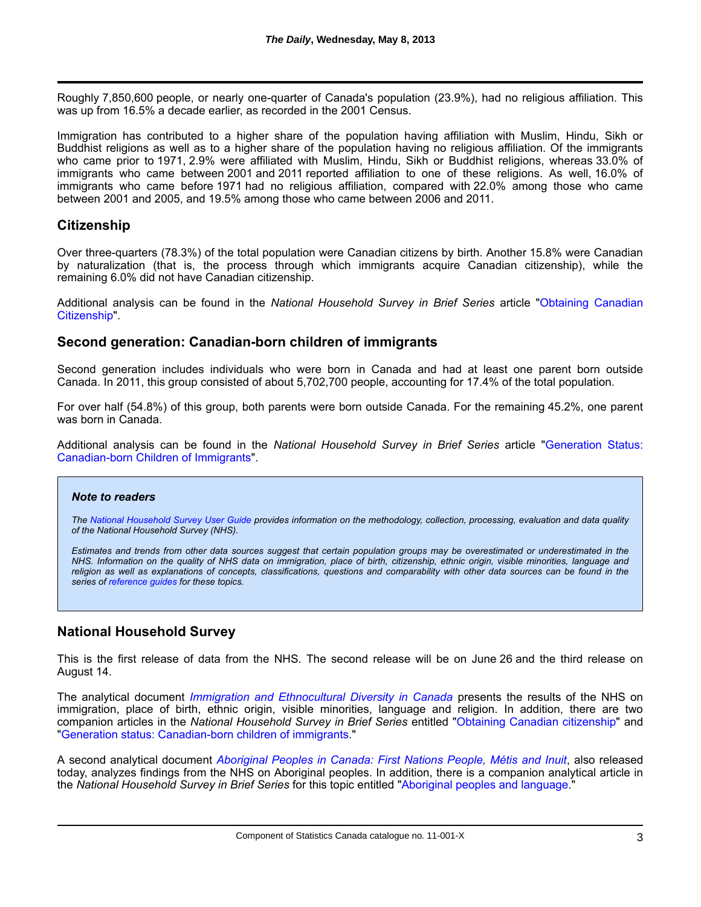Roughly 7,850,600 people, or nearly one-quarter of Canada's population (23.9%), had no religious affiliation. This was up from 16.5% a decade earlier, as recorded in the 2001 Census.

Immigration has contributed to a higher share of the population having affiliation with Muslim, Hindu, Sikh or Buddhist religions as well as to a higher share of the population having no religious affiliation. Of the immigrants who came prior to 1971, 2.9% were affiliated with Muslim, Hindu, Sikh or Buddhist religions, whereas 33.0% of immigrants who came between 2001 and 2011 reported affiliation to one of these religions. As well, 16.0% of immigrants who came before 1971 had no religious affiliation, compared with 22.0% among those who came between 2001 and 2005, and 19.5% among those who came between 2006 and 2011.

## Citizenship

Over three-quarters (78.3%) of the total population were Canadian citizens by birth. Another 15.8% were Canadian by naturalization (that is, the process through which immigrants acquire Canadian citizenship), while the remaining 6.0% did not have Canadian citizenship.

Additional analysis can be found in the *National Household Survey in Brief Series* article "Obtaining Canadian Citizenship".

## Second generation: Canadian-born children of immigrants

Second generation includes individuals who were born in Canada and had at least one parent born outside Canada. In 2011, this group consisted of about 5,702,700 people, accounting for 17.4% of the total population.

For over half (54.8%) of this group, both parents were born outside Canada. For the remaining 45.2%, one parent was born in Canada.

Additional analysis can be found in the *National Household Survey in Brief Series* article "Generation Status: Canadian-born Children of Immigrants".

### *Note to readers*

*The National Household Survey User Guide provides information on the methodology, collection, processing, evaluation and data quality of the National Household Survey (NHS).*

*Estimates and trends from other data sources suggest that certain population groups may be overestimated or underestimated in the NHS. Information on the quality of NHS data on immigration, place of birth, citizenship, ethnic origin, visible minorities, language and religion as well as explanations of concepts, classifications, questions and comparability with other data sources can be found in the series of reference guides for these topics.*

## National Household Survey

This is the first release of data from the NHS. The second release will be on June 26 and the third release on August 14.

The analytical document *Immigration and Ethnocultural Diversity in Canada* presents the results of the NHS on immigration, place of birth, ethnic origin, visible minorities, language and religion. In addition, there are two companion articles in the *National Household Survey in Brief Series* entitled "Obtaining Canadian citizenship" and "Generation status: Canadian-born children of immigrants."

A second analytical document *Aboriginal Peoples in Canada: First Nations People, Métis and Inuit*, also released today, analyzes findings from the NHS on Aboriginal peoples. In addition, there is a companion analytical article in the *National Household Survey in Brief Series* for this topic entitled "Aboriginal peoples and language."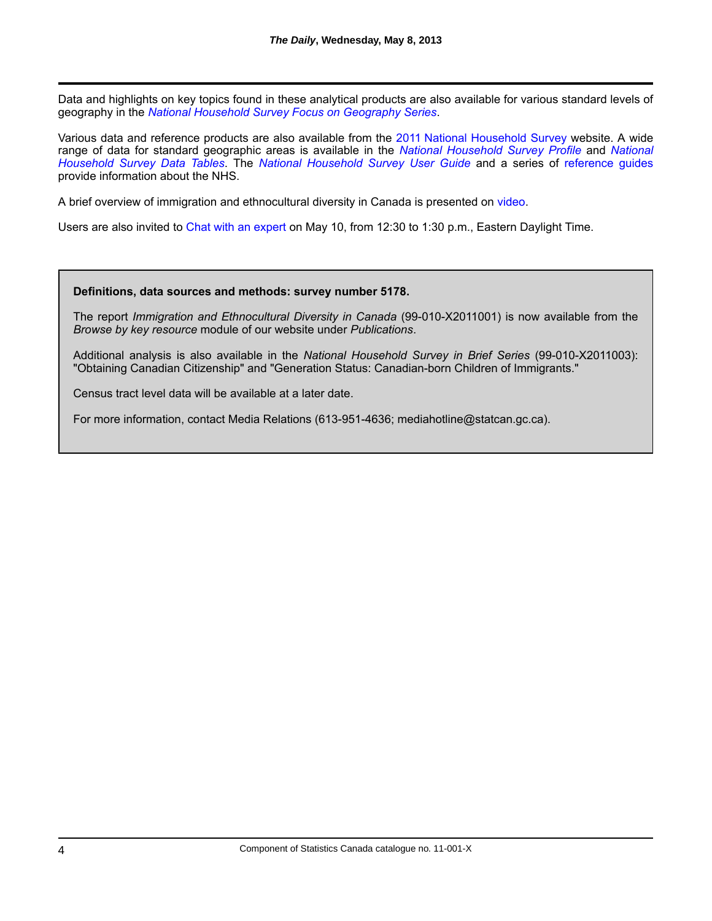Data and highlights on key topics found in these analytical products are also available for various standard levels of geography in the *National Household Survey Focus on Geography Series*.

Various data and reference products are also available from the 2011 National Household Survey website. A wide range of data for standard geographic areas is available in the *National Household Survey Profile* and *National Household Survey Data Tables*. The *National Household Survey User Guide* and a series of reference guides provide information about the NHS.

A brief overview of immigration and ethnocultural diversity in Canada is presented on video.

Users are also invited to Chat with an expert on May 10, from 12:30 to 1:30 p.m., Eastern Daylight Time.

**Definitions, data sources and methods: survey number 5178.**

The report *Immigration and Ethnocultural Diversity in Canada* (99-010-X2011001) is now available from the *Browse by key resource* module of our website under *Publications*.

Additional analysis is also available in the *National Household Survey in Brief Series* (99-010-X2011003): "Obtaining Canadian Citizenship" and "Generation Status: Canadian-born Children of Immigrants."

Census tract level data will be available at a later date.

For more information, contact Media Relations (613-951-4636; mediahotline@statcan.gc.ca).